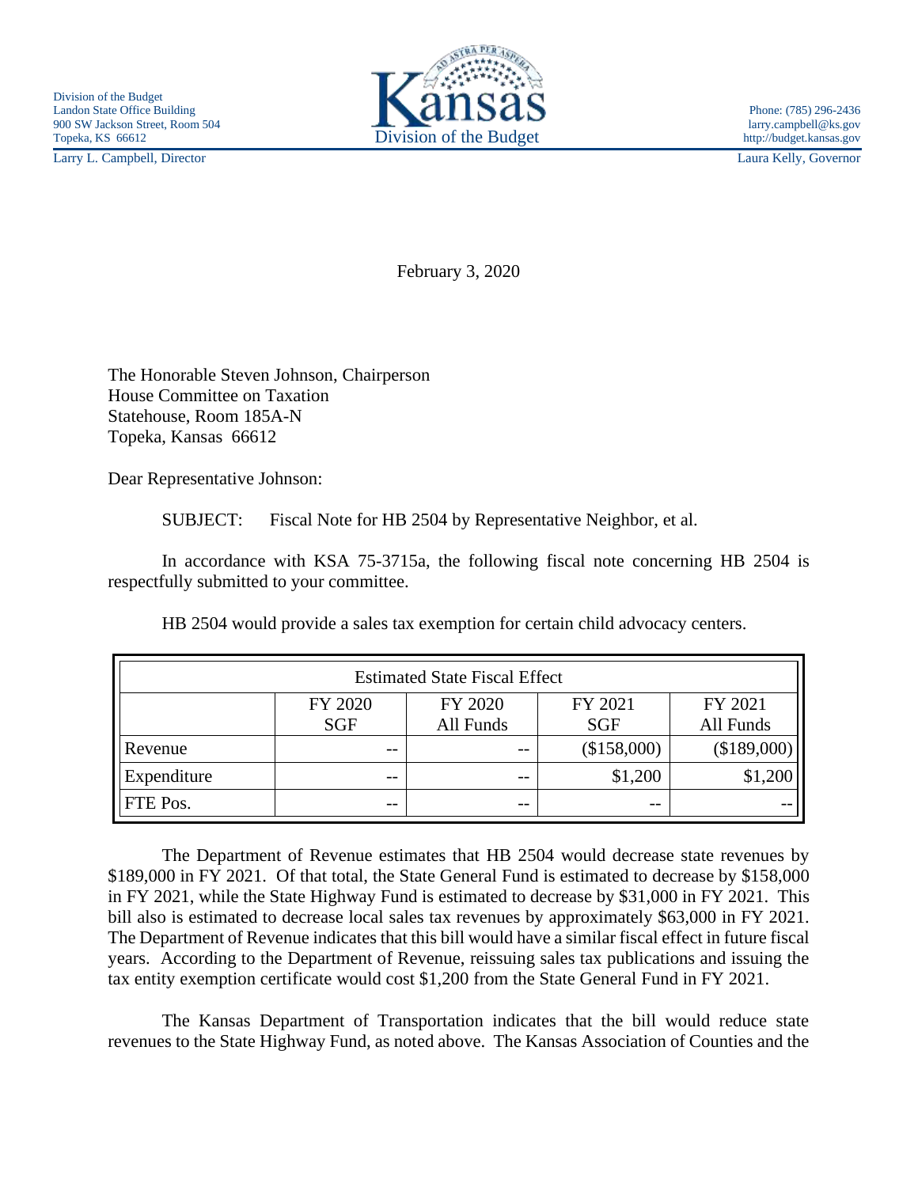Division of the Budget
Landon State Office Building
900 SW Jackson Street, Room 504
Topeka, KS 66612
Larry L. Campbell, Director

Kansas
Division of the Budget

Phone: (785) 296-2436
larry.campbell@ks.gov
http://budget.kansas.gov
Laura Kelly, Governor

February 3, 2020

The Honorable Steven Johnson, Chairperson
House Committee on Taxation
Statehouse, Room 185A-N
Topeka, Kansas 66612

Dear Representative Johnson:

SUBJECT: Fiscal Note for HB 2504 by Representative Neighbor, et al.

In accordance with KSA 75-3715a, the following fiscal note concerning HB 2504 is respectfully submitted to your committee.

HB 2504 would provide a sales tax exemption for certain child advocacy centers.

| Estimated State Fiscal Effect | | | | |
|---|---|---|---|---|
| | FY 2020 SGF | FY 2020 All Funds | FY 2021 SGF | FY 2021 All Funds |
| Revenue | -- | -- | ($158,000) | ($189,000) |
| Expenditure | -- | -- | $1,200 | $1,200 |
| FTE Pos. | -- | -- | -- | -- |

The Department of Revenue estimates that HB 2504 would decrease state revenues by $189,000 in FY 2021. Of that total, the State General Fund is estimated to decrease by $158,000 in FY 2021, while the State Highway Fund is estimated to decrease by $31,000 in FY 2021. This bill also is estimated to decrease local sales tax revenues by approximately $63,000 in FY 2021. The Department of Revenue indicates that this bill would have a similar fiscal effect in future fiscal years. According to the Department of Revenue, reissuing sales tax publications and issuing the tax entity exemption certificate would cost $1,200 from the State General Fund in FY 2021.

The Kansas Department of Transportation indicates that the bill would reduce state revenues to the State Highway Fund, as noted above. The Kansas Association of Counties and the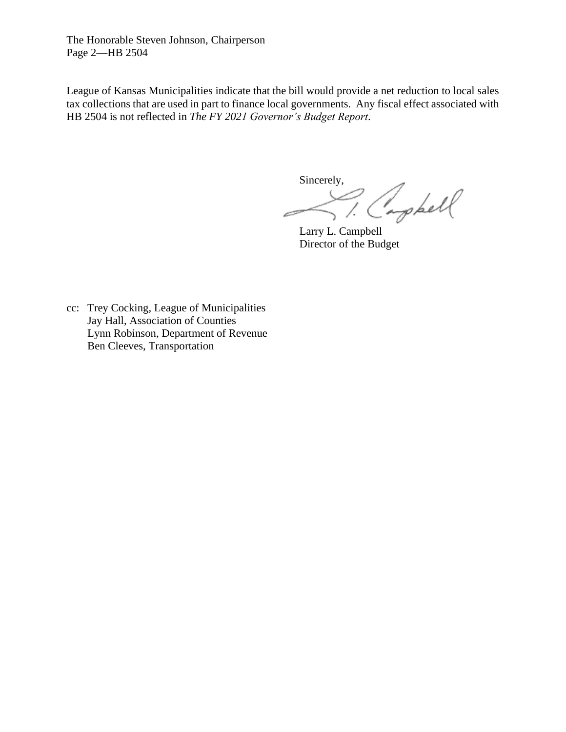League of Kansas Municipalities indicate that the bill would provide a net reduction to local sales tax collections that are used in part to finance local governments. Any fiscal effect associated with HB 2504 is not reflected in *The FY 2021 Governor's Budget Report*.

Sincerely,

Larry L. Campbell
Director of the Budget

cc: Trey Cocking, League of Municipalities
Jay Hall, Association of Counties
Lynn Robinson, Department of Revenue
Ben Cleeves, Transportation